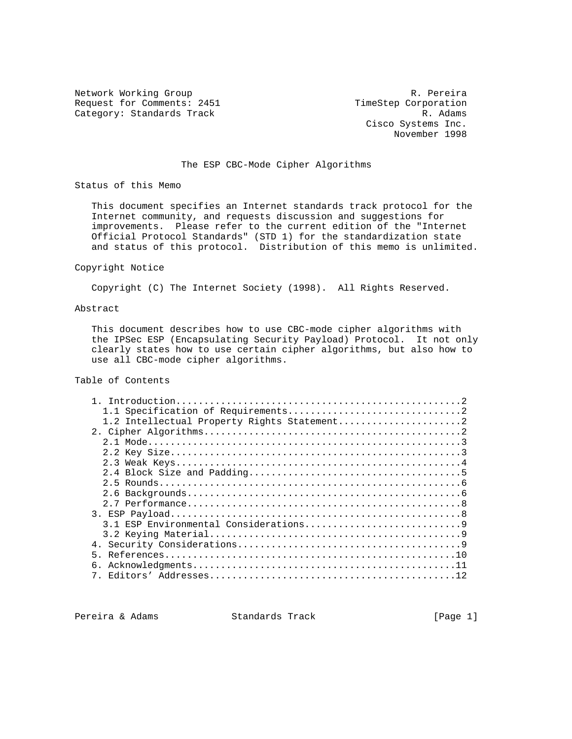Network Working Group R. Pereira
Request for Comments: 2451 TimeStep Corporation
Category: Standards Track R. Adams
Cisco Systems Inc.
November 1998

# The ESP CBC-Mode Cipher Algorithms

## Status of this Memo

This document specifies an Internet standards track protocol for the Internet community, and requests discussion and suggestions for improvements. Please refer to the current edition of the "Internet Official Protocol Standards" (STD 1) for the standardization state and status of this protocol. Distribution of this memo is unlimited.

## Copyright Notice

Copyright (C) The Internet Society (1998). All Rights Reserved.

## Abstract

This document describes how to use CBC-mode cipher algorithms with the IPSec ESP (Encapsulating Security Payload) Protocol. It not only clearly states how to use certain cipher algorithms, but also how to use all CBC-mode cipher algorithms.

## Table of Contents

```
1. Introduction..................................................2
  1.1 Specification of Requirements..............................2
  1.2 Intellectual Property Rights Statement.....................2
2. Cipher Algorithms.............................................2
  2.1 Mode.......................................................3
  2.2 Key Size...................................................3
  2.3 Weak Keys..................................................4
  2.4 Block Size and Padding.....................................5
  2.5 Rounds.....................................................6
  2.6 Backgrounds................................................6
  2.7 Performance................................................8
3. ESP Payload...................................................8
  3.1 ESP Environmental Considerations...........................9
  3.2 Keying Material............................................9
4. Security Considerations.......................................9
5. References...................................................10
6. Acknowledgments..............................................11
7. Editors' Addresses...........................................12
```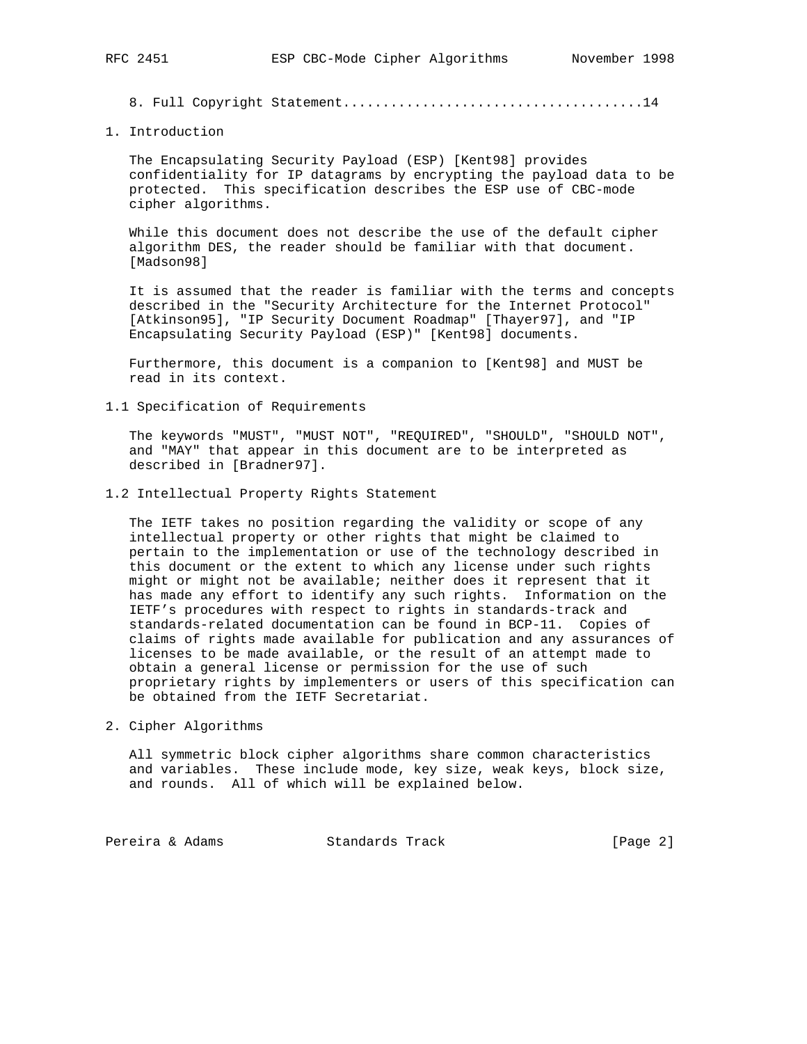8. Full Copyright Statement.....................................14

## 1. Introduction

The Encapsulating Security Payload (ESP) [Kent98] provides confidentiality for IP datagrams by encrypting the payload data to be protected. This specification describes the ESP use of CBC-mode cipher algorithms.

While this document does not describe the use of the default cipher algorithm DES, the reader should be familiar with that document. [Madson98]

It is assumed that the reader is familiar with the terms and concepts described in the "Security Architecture for the Internet Protocol" [Atkinson95], "IP Security Document Roadmap" [Thayer97], and "IP Encapsulating Security Payload (ESP)" [Kent98] documents.

Furthermore, this document is a companion to [Kent98] and MUST be read in its context.

### 1.1 Specification of Requirements

The keywords "MUST", "MUST NOT", "REQUIRED", "SHOULD", "SHOULD NOT", and "MAY" that appear in this document are to be interpreted as described in [Bradner97].

### 1.2 Intellectual Property Rights Statement

The IETF takes no position regarding the validity or scope of any intellectual property or other rights that might be claimed to pertain to the implementation or use of the technology described in this document or the extent to which any license under such rights might or might not be available; neither does it represent that it has made any effort to identify any such rights. Information on the IETF's procedures with respect to rights in standards-track and standards-related documentation can be found in BCP-11. Copies of claims of rights made available for publication and any assurances of licenses to be made available, or the result of an attempt made to obtain a general license or permission for the use of such proprietary rights by implementers or users of this specification can be obtained from the IETF Secretariat.

## 2. Cipher Algorithms

All symmetric block cipher algorithms share common characteristics and variables. These include mode, key size, weak keys, block size, and rounds. All of which will be explained below.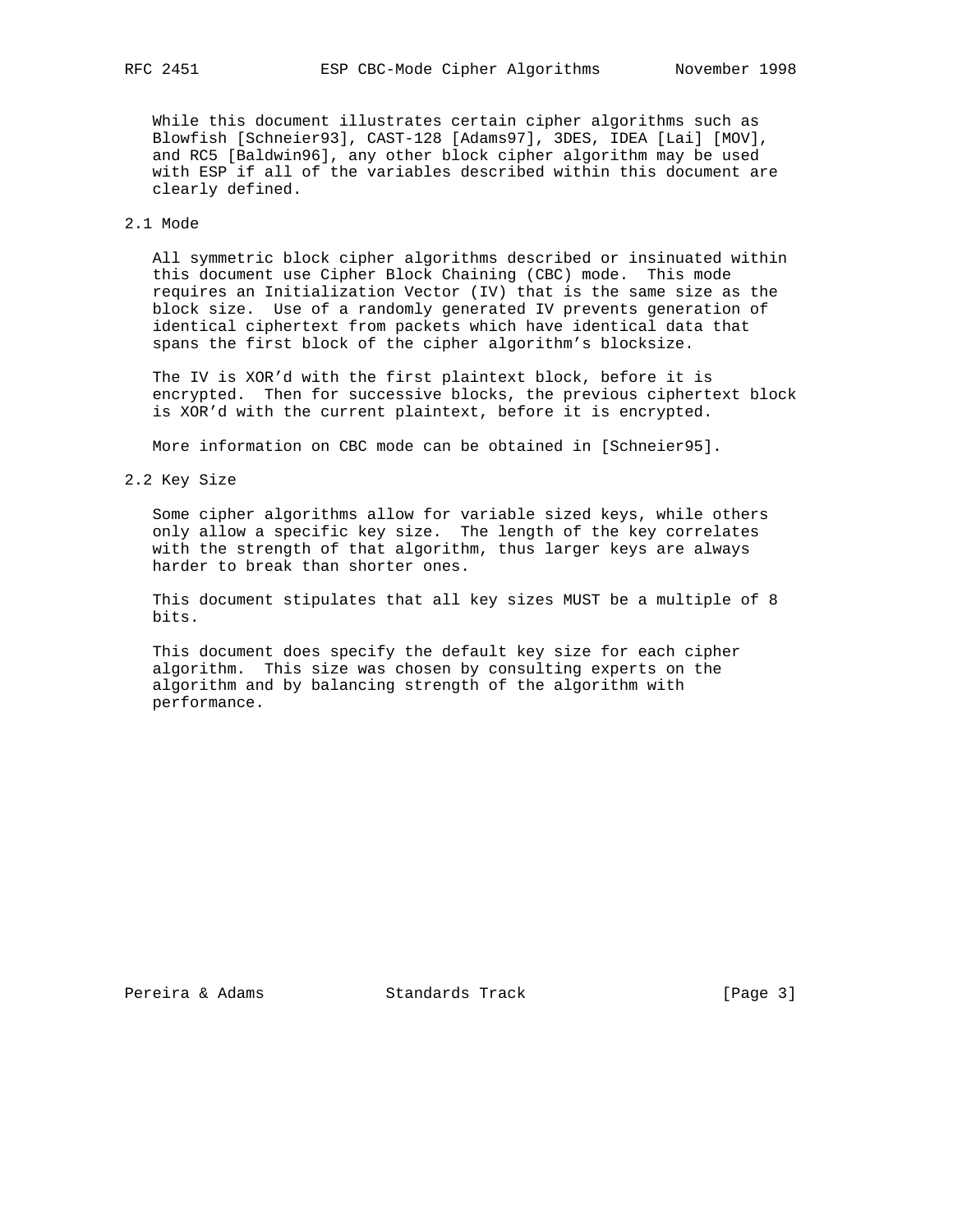While this document illustrates certain cipher algorithms such as Blowfish [Schneier93], CAST-128 [Adams97], 3DES, IDEA [Lai] [MOV], and RC5 [Baldwin96], any other block cipher algorithm may be used with ESP if all of the variables described within this document are clearly defined.

## 2.1 Mode

All symmetric block cipher algorithms described or insinuated within this document use Cipher Block Chaining (CBC) mode. This mode requires an Initialization Vector (IV) that is the same size as the block size. Use of a randomly generated IV prevents generation of identical ciphertext from packets which have identical data that spans the first block of the cipher algorithm's blocksize.

The IV is XOR'd with the first plaintext block, before it is encrypted. Then for successive blocks, the previous ciphertext block is XOR'd with the current plaintext, before it is encrypted.

More information on CBC mode can be obtained in [Schneier95].

## 2.2 Key Size

Some cipher algorithms allow for variable sized keys, while others only allow a specific key size. The length of the key correlates with the strength of that algorithm, thus larger keys are always harder to break than shorter ones.

This document stipulates that all key sizes MUST be a multiple of 8 bits.

This document does specify the default key size for each cipher algorithm. This size was chosen by consulting experts on the algorithm and by balancing strength of the algorithm with performance.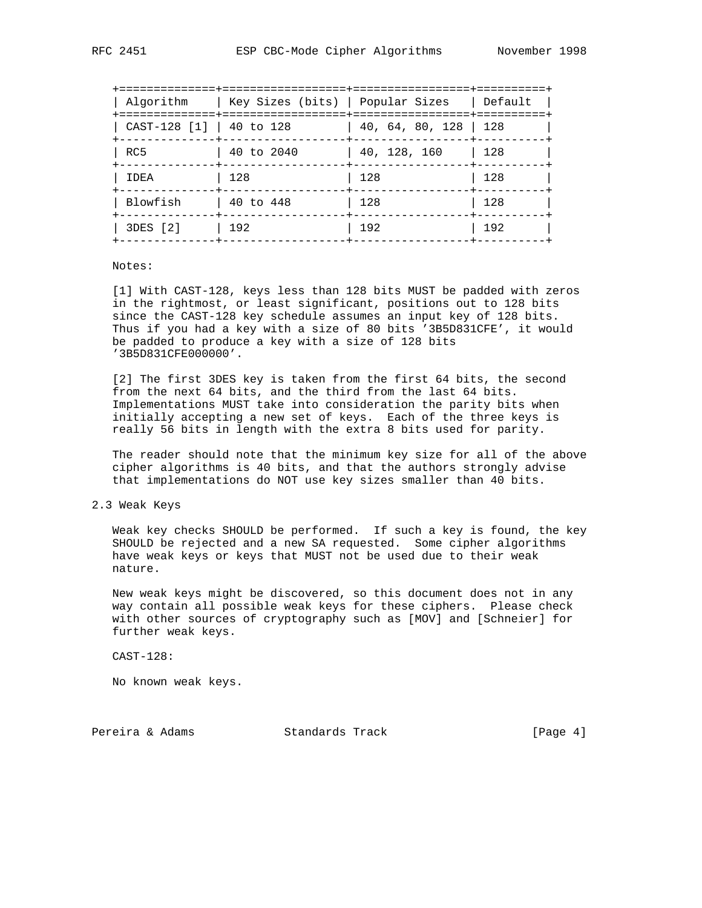| Algorithm | Key Sizes (bits) | Popular Sizes | Default |
|---|---|---|---|
| CAST-128 [1] | 40 to 128 | 40, 64, 80, 128 | 128 |
| RC5 | 40 to 2040 | 40, 128, 160 | 128 |
| IDEA | 128 | 128 | 128 |
| Blowfish | 40 to 448 | 128 | 128 |
| 3DES [2] | 192 | 192 | 192 |

Notes:

[1] With CAST-128, keys less than 128 bits MUST be padded with zeros in the rightmost, or least significant, positions out to 128 bits since the CAST-128 key schedule assumes an input key of 128 bits. Thus if you had a key with a size of 80 bits '3B5D831CFE', it would be padded to produce a key with a size of 128 bits '3B5D831CFE000000'.

[2] The first 3DES key is taken from the first 64 bits, the second from the next 64 bits, and the third from the last 64 bits. Implementations MUST take into consideration the parity bits when initially accepting a new set of keys. Each of the three keys is really 56 bits in length with the extra 8 bits used for parity.

The reader should note that the minimum key size for all of the above cipher algorithms is 40 bits, and that the authors strongly advise that implementations do NOT use key sizes smaller than 40 bits.

## 2.3 Weak Keys

Weak key checks SHOULD be performed. If such a key is found, the key SHOULD be rejected and a new SA requested. Some cipher algorithms have weak keys or keys that MUST not be used due to their weak nature.

New weak keys might be discovered, so this document does not in any way contain all possible weak keys for these ciphers. Please check with other sources of cryptography such as [MOV] and [Schneier] for further weak keys.

CAST-128:

No known weak keys.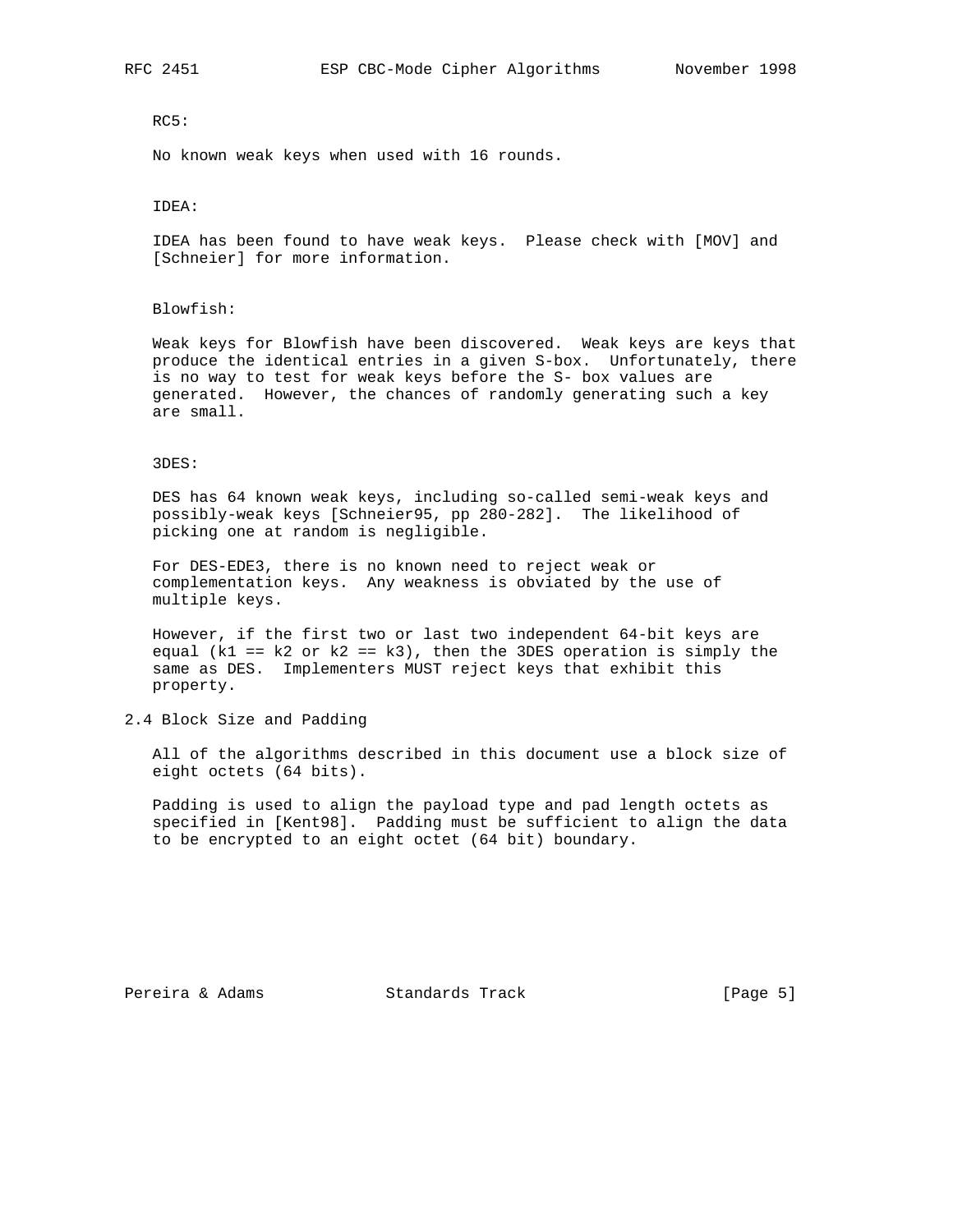RC5:

No known weak keys when used with 16 rounds.

IDEA:

IDEA has been found to have weak keys. Please check with [MOV] and [Schneier] for more information.

Blowfish:

Weak keys for Blowfish have been discovered. Weak keys are keys that produce the identical entries in a given S-box. Unfortunately, there is no way to test for weak keys before the S- box values are generated. However, the chances of randomly generating such a key are small.

3DES:

DES has 64 known weak keys, including so-called semi-weak keys and possibly-weak keys [Schneier95, pp 280-282]. The likelihood of picking one at random is negligible.

For DES-EDE3, there is no known need to reject weak or complementation keys. Any weakness is obviated by the use of multiple keys.

However, if the first two or last two independent 64-bit keys are equal (k1 == k2 or k2 == k3), then the 3DES operation is simply the same as DES. Implementers MUST reject keys that exhibit this property.

## 2.4 Block Size and Padding

All of the algorithms described in this document use a block size of eight octets (64 bits).

Padding is used to align the payload type and pad length octets as specified in [Kent98]. Padding must be sufficient to align the data to be encrypted to an eight octet (64 bit) boundary.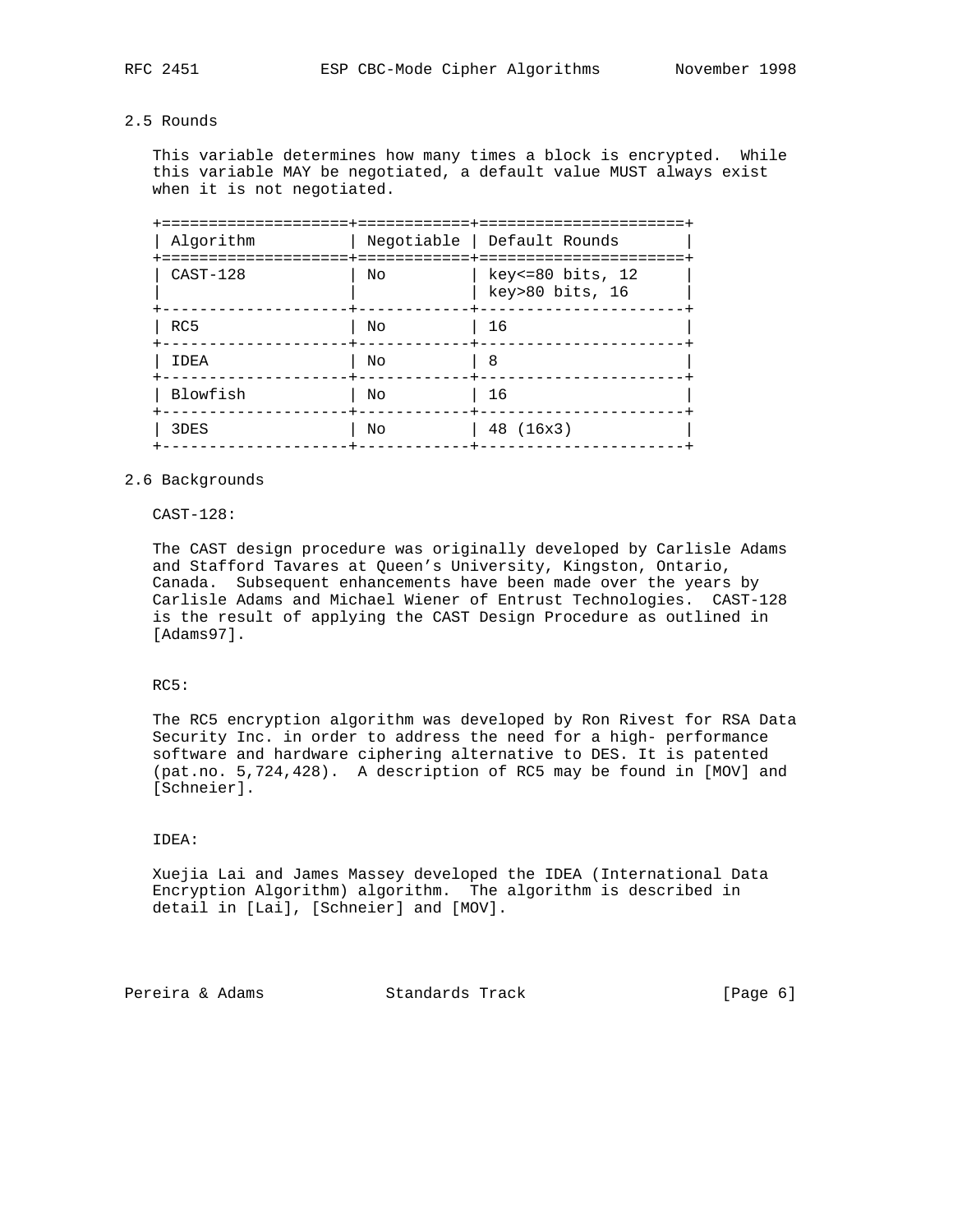## 2.5 Rounds

This variable determines how many times a block is encrypted. While this variable MAY be negotiated, a default value MUST always exist when it is not negotiated.

| Algorithm | Negotiable | Default Rounds |
|---|---|---|
| CAST-128 | No | key<=80 bits, 12<br>key>80 bits, 16 |
| RC5 | No | 16 |
| IDEA | No | 8 |
| Blowfish | No | 16 |
| 3DES | No | 48 (16x3) |

## 2.6 Backgrounds

CAST-128:

The CAST design procedure was originally developed by Carlisle Adams and Stafford Tavares at Queen's University, Kingston, Ontario, Canada. Subsequent enhancements have been made over the years by Carlisle Adams and Michael Wiener of Entrust Technologies. CAST-128 is the result of applying the CAST Design Procedure as outlined in [Adams97].

RC5:

The RC5 encryption algorithm was developed by Ron Rivest for RSA Data Security Inc. in order to address the need for a high- performance software and hardware ciphering alternative to DES. It is patented (pat.no. 5,724,428). A description of RC5 may be found in [MOV] and [Schneier].

IDEA:

Xuejia Lai and James Massey developed the IDEA (International Data Encryption Algorithm) algorithm. The algorithm is described in detail in [Lai], [Schneier] and [MOV].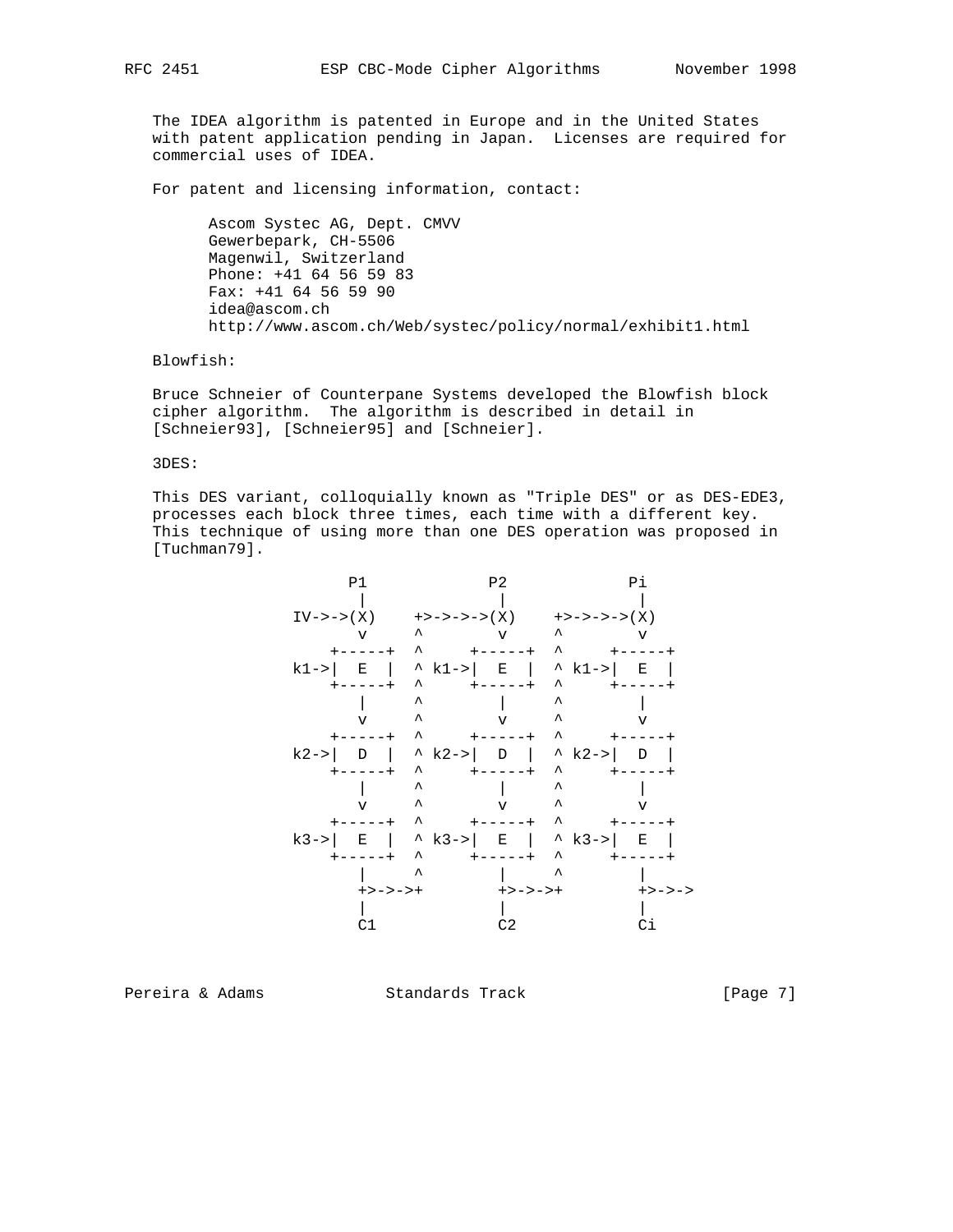The IDEA algorithm is patented in Europe and in the United States with patent application pending in Japan. Licenses are required for commercial uses of IDEA.

For patent and licensing information, contact:

Ascom Systec AG, Dept. CMVV
Gewerbepark, CH-5506
Magenwil, Switzerland
Phone: +41 64 56 59 83
Fax: +41 64 56 59 90
idea@ascom.ch
http://www.ascom.ch/Web/systec/policy/normal/exhibit1.html

Blowfish:

Bruce Schneier of Counterpane Systems developed the Blowfish block cipher algorithm. The algorithm is described in detail in [Schneier93], [Schneier95] and [Schneier].

3DES:

This DES variant, colloquially known as "Triple DES" or as DES-EDE3, processes each block three times, each time with a different key. This technique of using more than one DES operation was proposed in [Tuchman79].

```
         P1             P2             Pi
         |              |              |
  IV->->(X)    +>->->->(X)    +>->->->(X)
         v     ^        v     ^        v
      +-----+  ^     +-----+  ^     +-----+
  k1->|  E  |  ^ k1->|  E  |  ^ k1->|  E  |
      +-----+  ^     +-----+  ^     +-----+
         |     ^        |     ^        |
         v     ^        v     ^        v
      +-----+  ^     +-----+  ^     +-----+
  k2->|  D  |  ^ k2->|  D  |  ^ k2->|  D  |
      +-----+  ^     +-----+  ^     +-----+
         |     ^        |     ^        |
         v     ^        v     ^        v
      +-----+  ^     +-----+  ^     +-----+
  k3->|  E  |  ^ k3->|  E  |  ^ k3->|  E  |
      +-----+  ^     +-----+  ^     +-----+
         |     ^        |     ^        |
         +>->->+        +>->->+        +>->->
         |              |              |
         C1             C2             Ci
```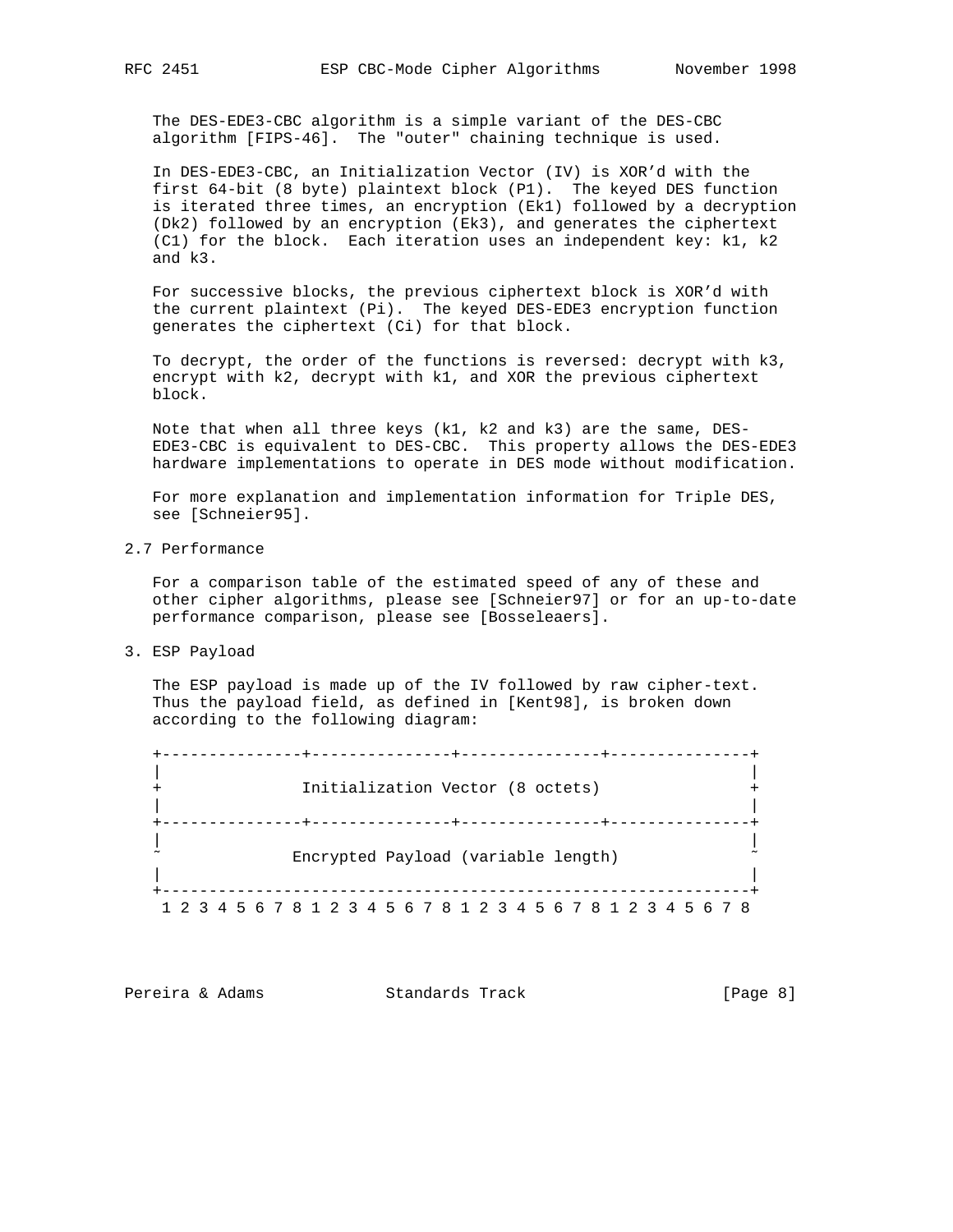The DES-EDE3-CBC algorithm is a simple variant of the DES-CBC algorithm [FIPS-46]. The "outer" chaining technique is used.

In DES-EDE3-CBC, an Initialization Vector (IV) is XOR'd with the first 64-bit (8 byte) plaintext block (P1). The keyed DES function is iterated three times, an encryption (Ek1) followed by a decryption (Dk2) followed by an encryption (Ek3), and generates the ciphertext (C1) for the block. Each iteration uses an independent key: k1, k2 and k3.

For successive blocks, the previous ciphertext block is XOR'd with the current plaintext (Pi). The keyed DES-EDE3 encryption function generates the ciphertext (Ci) for that block.

To decrypt, the order of the functions is reversed: decrypt with k3, encrypt with k2, decrypt with k1, and XOR the previous ciphertext block.

Note that when all three keys (k1, k2 and k3) are the same, DES-EDE3-CBC is equivalent to DES-CBC. This property allows the DES-EDE3 hardware implementations to operate in DES mode without modification.

For more explanation and implementation information for Triple DES, see [Schneier95].

## 2.7 Performance

For a comparison table of the estimated speed of any of these and other cipher algorithms, please see [Schneier97] or for an up-to-date performance comparison, please see [Bosseleaers].

# 3. ESP Payload

The ESP payload is made up of the IV followed by raw cipher-text. Thus the payload field, as defined in [Kent98], is broken down according to the following diagram:

```
+---------------+---------------+---------------+---------------+
|                                                               |
+               Initialization Vector (8 octets)                +
|                                                               |
+---------------+---------------+---------------+---------------+
|                                                               |
~              Encrypted Payload (variable length)              ~
|                                                               |
+---------------------------------------------------------------+
 1 2 3 4 5 6 7 8 1 2 3 4 5 6 7 8 1 2 3 4 5 6 7 8 1 2 3 4 5 6 7 8
```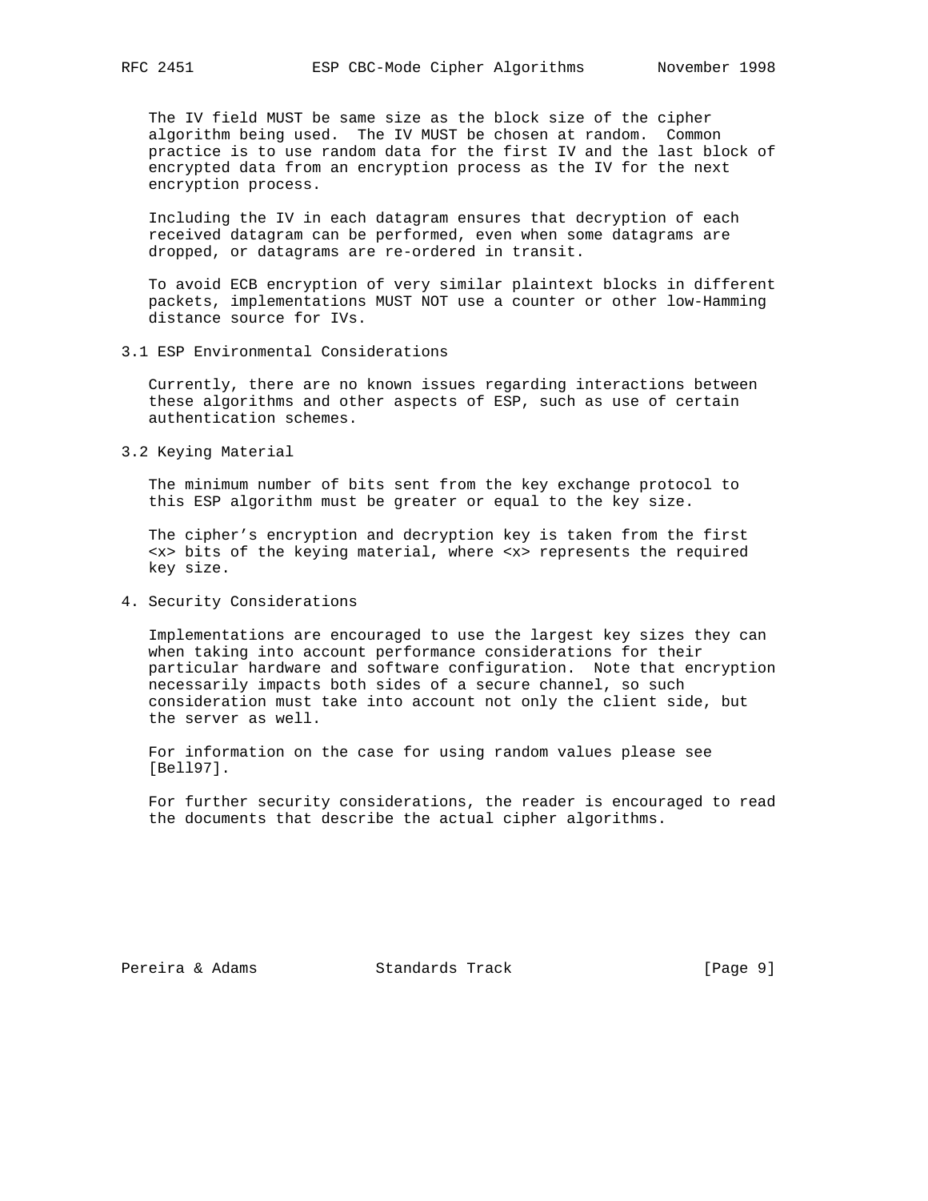The IV field MUST be same size as the block size of the cipher algorithm being used. The IV MUST be chosen at random. Common practice is to use random data for the first IV and the last block of encrypted data from an encryption process as the IV for the next encryption process.

Including the IV in each datagram ensures that decryption of each received datagram can be performed, even when some datagrams are dropped, or datagrams are re-ordered in transit.

To avoid ECB encryption of very similar plaintext blocks in different packets, implementations MUST NOT use a counter or other low-Hamming distance source for IVs.

### 3.1 ESP Environmental Considerations

Currently, there are no known issues regarding interactions between these algorithms and other aspects of ESP, such as use of certain authentication schemes.

### 3.2 Keying Material

The minimum number of bits sent from the key exchange protocol to this ESP algorithm must be greater or equal to the key size.

The cipher's encryption and decryption key is taken from the first <x> bits of the keying material, where <x> represents the required key size.

## 4. Security Considerations

Implementations are encouraged to use the largest key sizes they can when taking into account performance considerations for their particular hardware and software configuration. Note that encryption necessarily impacts both sides of a secure channel, so such consideration must take into account not only the client side, but the server as well.

For information on the case for using random values please see [Bell97].

For further security considerations, the reader is encouraged to read the documents that describe the actual cipher algorithms.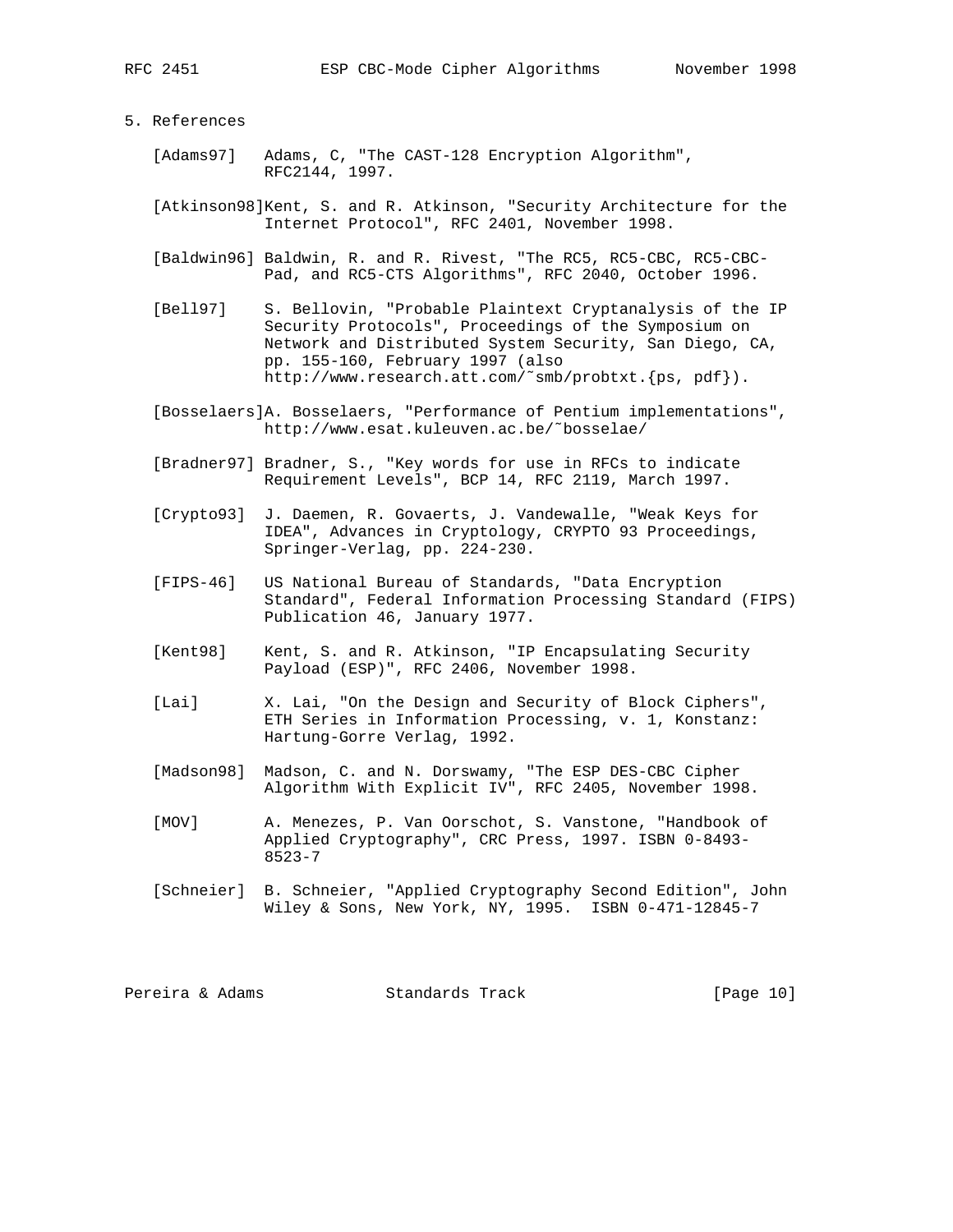## 5. References

[Adams97] Adams, C, "The CAST-128 Encryption Algorithm", RFC2144, 1997.

[Atkinson98] Kent, S. and R. Atkinson, "Security Architecture for the Internet Protocol", RFC 2401, November 1998.

[Baldwin96] Baldwin, R. and R. Rivest, "The RC5, RC5-CBC, RC5-CBC-Pad, and RC5-CTS Algorithms", RFC 2040, October 1996.

[Bell97] S. Bellovin, "Probable Plaintext Cryptanalysis of the IP Security Protocols", Proceedings of the Symposium on Network and Distributed System Security, San Diego, CA, pp. 155-160, February 1997 (also http://www.research.att.com/˜smb/probtxt.{ps, pdf}).

[Bosselaers] A. Bosselaers, "Performance of Pentium implementations", http://www.esat.kuleuven.ac.be/˜bosselae/

[Bradner97] Bradner, S., "Key words for use in RFCs to indicate Requirement Levels", BCP 14, RFC 2119, March 1997.

[Crypto93] J. Daemen, R. Govaerts, J. Vandewalle, "Weak Keys for IDEA", Advances in Cryptology, CRYPTO 93 Proceedings, Springer-Verlag, pp. 224-230.

[FIPS-46] US National Bureau of Standards, "Data Encryption Standard", Federal Information Processing Standard (FIPS) Publication 46, January 1977.

[Kent98] Kent, S. and R. Atkinson, "IP Encapsulating Security Payload (ESP)", RFC 2406, November 1998.

[Lai] X. Lai, "On the Design and Security of Block Ciphers", ETH Series in Information Processing, v. 1, Konstanz: Hartung-Gorre Verlag, 1992.

[Madson98] Madson, C. and N. Dorswamy, "The ESP DES-CBC Cipher Algorithm With Explicit IV", RFC 2405, November 1998.

[MOV] A. Menezes, P. Van Oorschot, S. Vanstone, "Handbook of Applied Cryptography", CRC Press, 1997. ISBN 0-8493-8523-7

[Schneier] B. Schneier, "Applied Cryptography Second Edition", John Wiley & Sons, New York, NY, 1995. ISBN 0-471-12845-7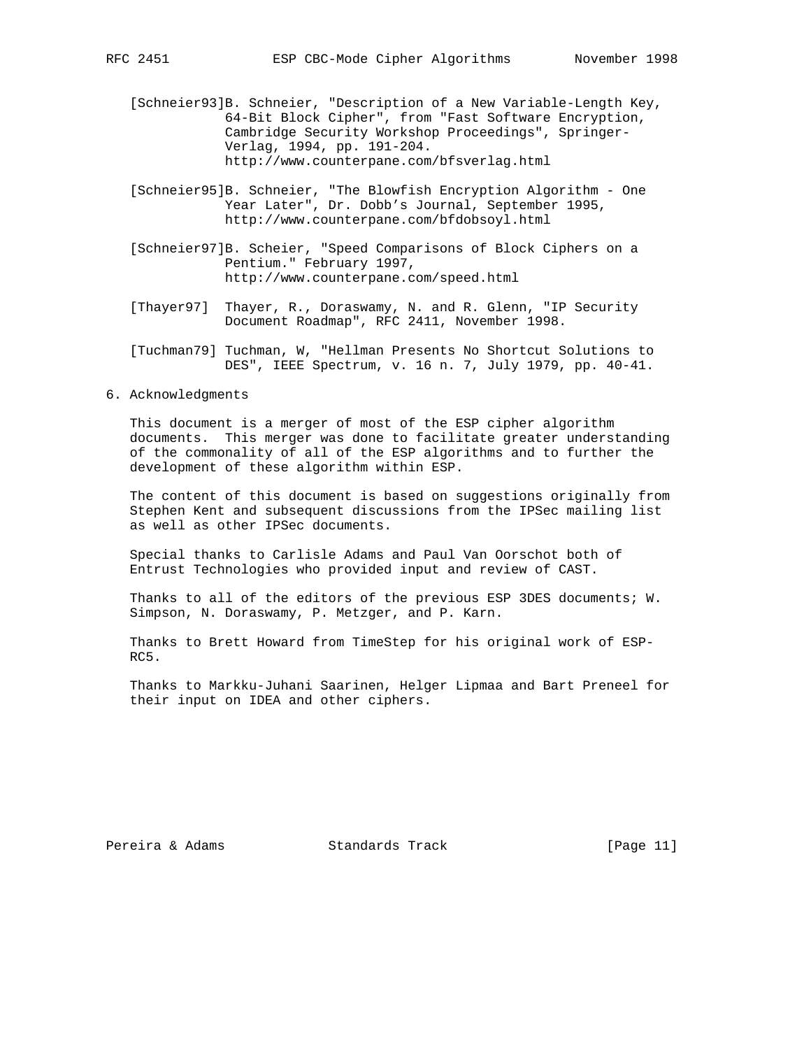[Schneier93] B. Schneier, "Description of a New Variable-Length Key, 64-Bit Block Cipher", from "Fast Software Encryption, Cambridge Security Workshop Proceedings", Springer-Verlag, 1994, pp. 191-204. http://www.counterpane.com/bfsverlag.html

[Schneier95] B. Schneier, "The Blowfish Encryption Algorithm - One Year Later", Dr. Dobb’s Journal, September 1995, http://www.counterpane.com/bfdobsoyl.html

[Schneier97] B. Scheier, "Speed Comparisons of Block Ciphers on a Pentium." February 1997, http://www.counterpane.com/speed.html

[Thayer97] Thayer, R., Doraswamy, N. and R. Glenn, "IP Security Document Roadmap", RFC 2411, November 1998.

[Tuchman79] Tuchman, W, "Hellman Presents No Shortcut Solutions to DES", IEEE Spectrum, v. 16 n. 7, July 1979, pp. 40-41.

## 6. Acknowledgments

This document is a merger of most of the ESP cipher algorithm documents. This merger was done to facilitate greater understanding of the commonality of all of the ESP algorithms and to further the development of these algorithm within ESP.

The content of this document is based on suggestions originally from Stephen Kent and subsequent discussions from the IPSec mailing list as well as other IPSec documents.

Special thanks to Carlisle Adams and Paul Van Oorschot both of Entrust Technologies who provided input and review of CAST.

Thanks to all of the editors of the previous ESP 3DES documents; W. Simpson, N. Doraswamy, P. Metzger, and P. Karn.

Thanks to Brett Howard from TimeStep for his original work of ESP-RC5.

Thanks to Markku-Juhani Saarinen, Helger Lipmaa and Bart Preneel for their input on IDEA and other ciphers.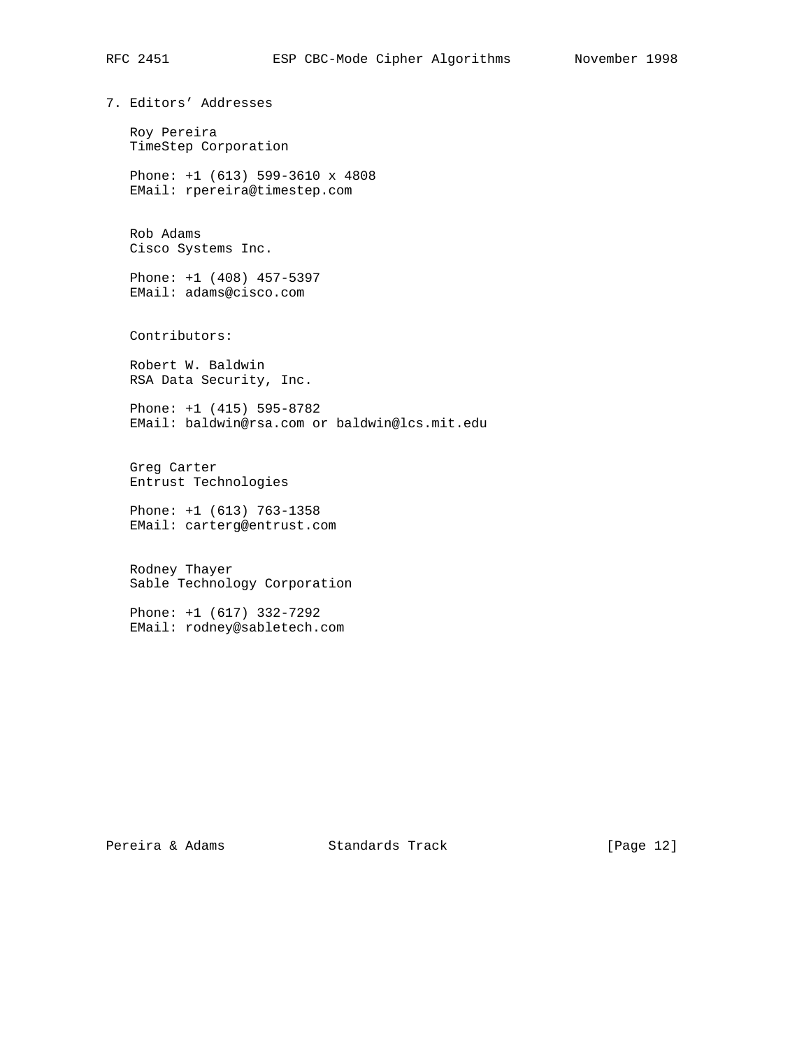## 7. Editors' Addresses

Roy Pereira
TimeStep Corporation

Phone: +1 (613) 599-3610 x 4808
EMail: rpereira@timestep.com

Rob Adams
Cisco Systems Inc.

Phone: +1 (408) 457-5397
EMail: adams@cisco.com

Contributors:

Robert W. Baldwin
RSA Data Security, Inc.

Phone: +1 (415) 595-8782
EMail: baldwin@rsa.com or baldwin@lcs.mit.edu

Greg Carter
Entrust Technologies

Phone: +1 (613) 763-1358
EMail: carterg@entrust.com

Rodney Thayer
Sable Technology Corporation

Phone: +1 (617) 332-7292
EMail: rodney@sabletech.com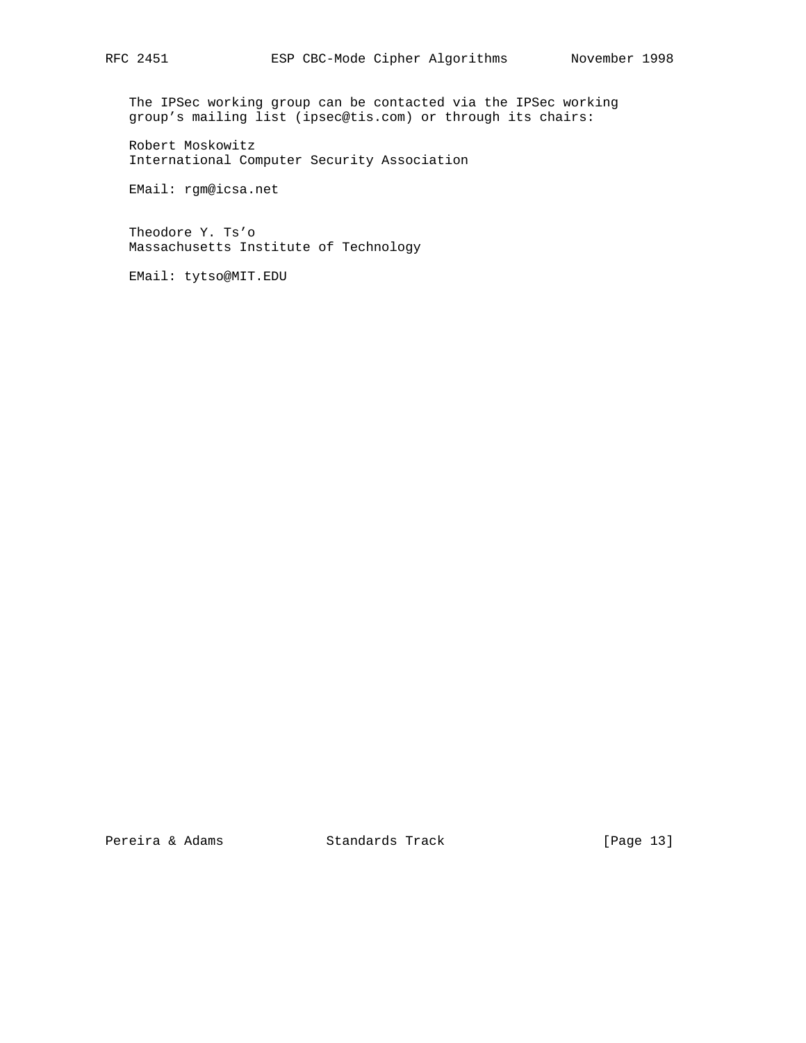The IPSec working group can be contacted via the IPSec working group's mailing list (ipsec@tis.com) or through its chairs:

Robert Moskowitz
International Computer Security Association

EMail: rgm@icsa.net

Theodore Y. Ts'o
Massachusetts Institute of Technology

EMail: tytso@MIT.EDU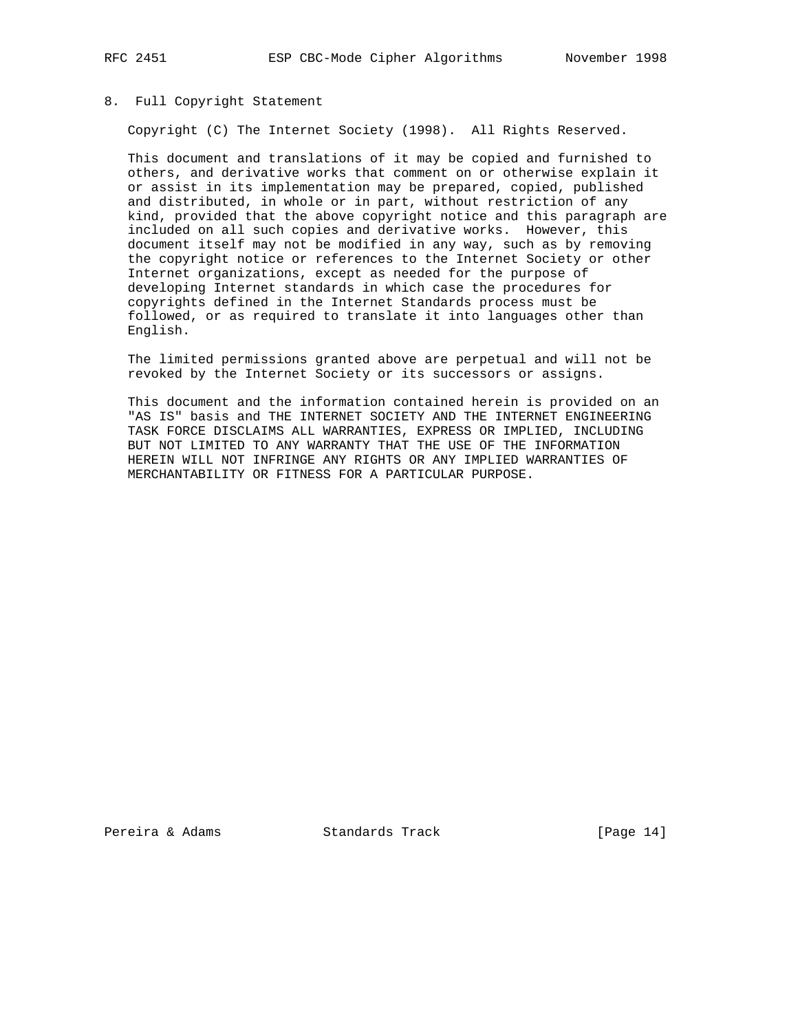## 8. Full Copyright Statement

Copyright (C) The Internet Society (1998). All Rights Reserved.

This document and translations of it may be copied and furnished to others, and derivative works that comment on or otherwise explain it or assist in its implementation may be prepared, copied, published and distributed, in whole or in part, without restriction of any kind, provided that the above copyright notice and this paragraph are included on all such copies and derivative works. However, this document itself may not be modified in any way, such as by removing the copyright notice or references to the Internet Society or other Internet organizations, except as needed for the purpose of developing Internet standards in which case the procedures for copyrights defined in the Internet Standards process must be followed, or as required to translate it into languages other than English.

The limited permissions granted above are perpetual and will not be revoked by the Internet Society or its successors or assigns.

This document and the information contained herein is provided on an "AS IS" basis and THE INTERNET SOCIETY AND THE INTERNET ENGINEERING TASK FORCE DISCLAIMS ALL WARRANTIES, EXPRESS OR IMPLIED, INCLUDING BUT NOT LIMITED TO ANY WARRANTY THAT THE USE OF THE INFORMATION HEREIN WILL NOT INFRINGE ANY RIGHTS OR ANY IMPLIED WARRANTIES OF MERCHANTABILITY OR FITNESS FOR A PARTICULAR PURPOSE.